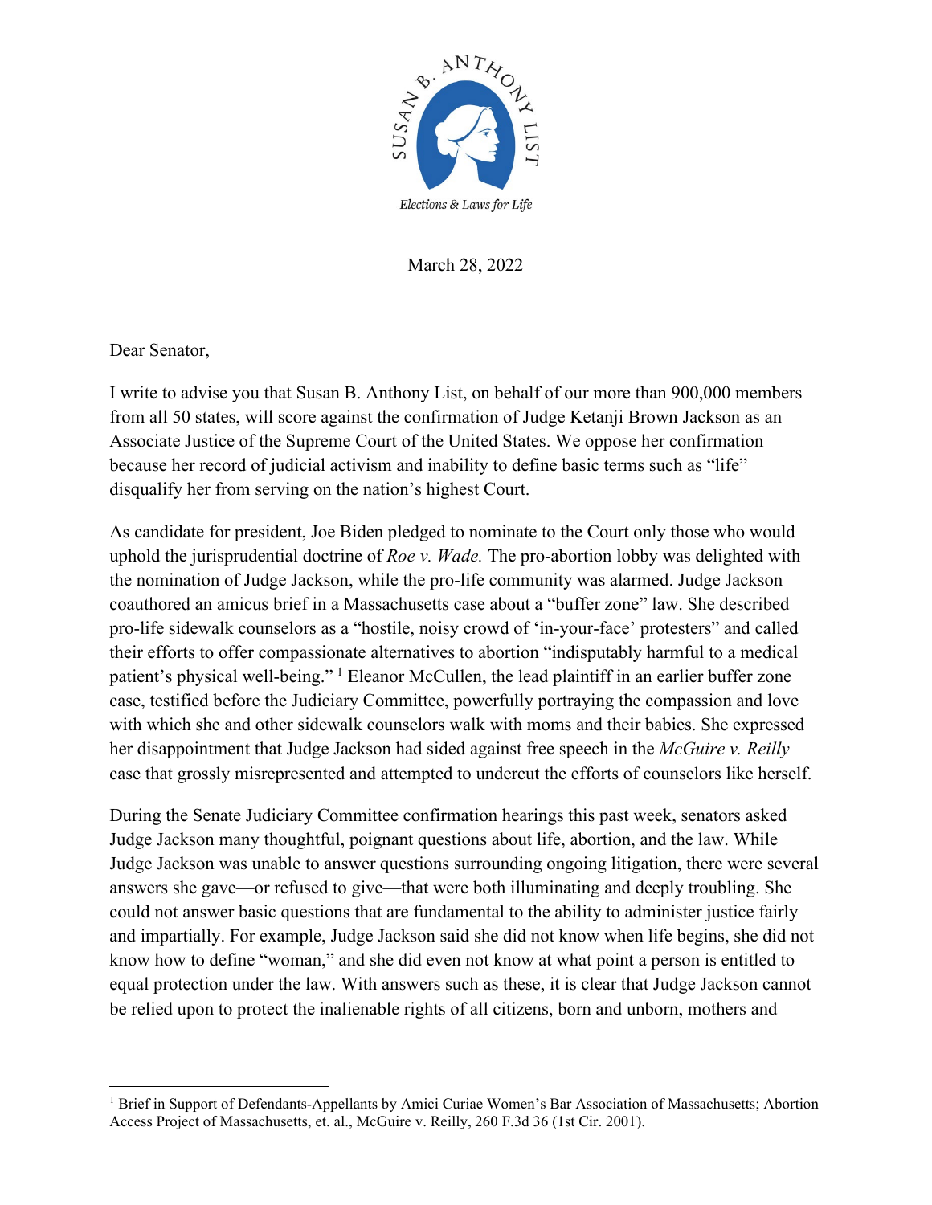SUSAN B. ANTHONY LIST

*Elections & Laws for Life*

March 28, 2022

Dear Senator,

I write to advise you that Susan B. Anthony List, on behalf of our more than 900,000 members from all 50 states, will score against the confirmation of Judge Ketanji Brown Jackson as an Associate Justice of the Supreme Court of the United States. We oppose her confirmation because her record of judicial activism and inability to define basic terms such as "life" disqualify her from serving on the nation's highest Court.

As candidate for president, Joe Biden pledged to nominate to the Court only those who would uphold the jurisprudential doctrine of *Roe v. Wade.* The pro-abortion lobby was delighted with the nomination of Judge Jackson, while the pro-life community was alarmed. Judge Jackson coauthored an amicus brief in a Massachusetts case about a "buffer zone" law. She described pro-life sidewalk counselors as a "hostile, noisy crowd of 'in-your-face' protesters" and called their efforts to offer compassionate alternatives to abortion "indisputably harmful to a medical patient's physical well-being." [1] Eleanor McCullen, the lead plaintiff in an earlier buffer zone case, testified before the Judiciary Committee, powerfully portraying the compassion and love with which she and other sidewalk counselors walk with moms and their babies. She expressed her disappointment that Judge Jackson had sided against free speech in the *McGuire v. Reilly* case that grossly misrepresented and attempted to undercut the efforts of counselors like herself.

During the Senate Judiciary Committee confirmation hearings this past week, senators asked Judge Jackson many thoughtful, poignant questions about life, abortion, and the law. While Judge Jackson was unable to answer questions surrounding ongoing litigation, there were several answers she gave—or refused to give—that were both illuminating and deeply troubling. She could not answer basic questions that are fundamental to the ability to administer justice fairly and impartially. For example, Judge Jackson said she did not know when life begins, she did not know how to define "woman," and she did even not know at what point a person is entitled to equal protection under the law. With answers such as these, it is clear that Judge Jackson cannot be relied upon to protect the inalienable rights of all citizens, born and unborn, mothers and

---

[1] Brief in Support of Defendants-Appellants by Amici Curiae Women's Bar Association of Massachusetts; Abortion Access Project of Massachusetts, et. al., McGuire v. Reilly, 260 F.3d 36 (1st Cir. 2001).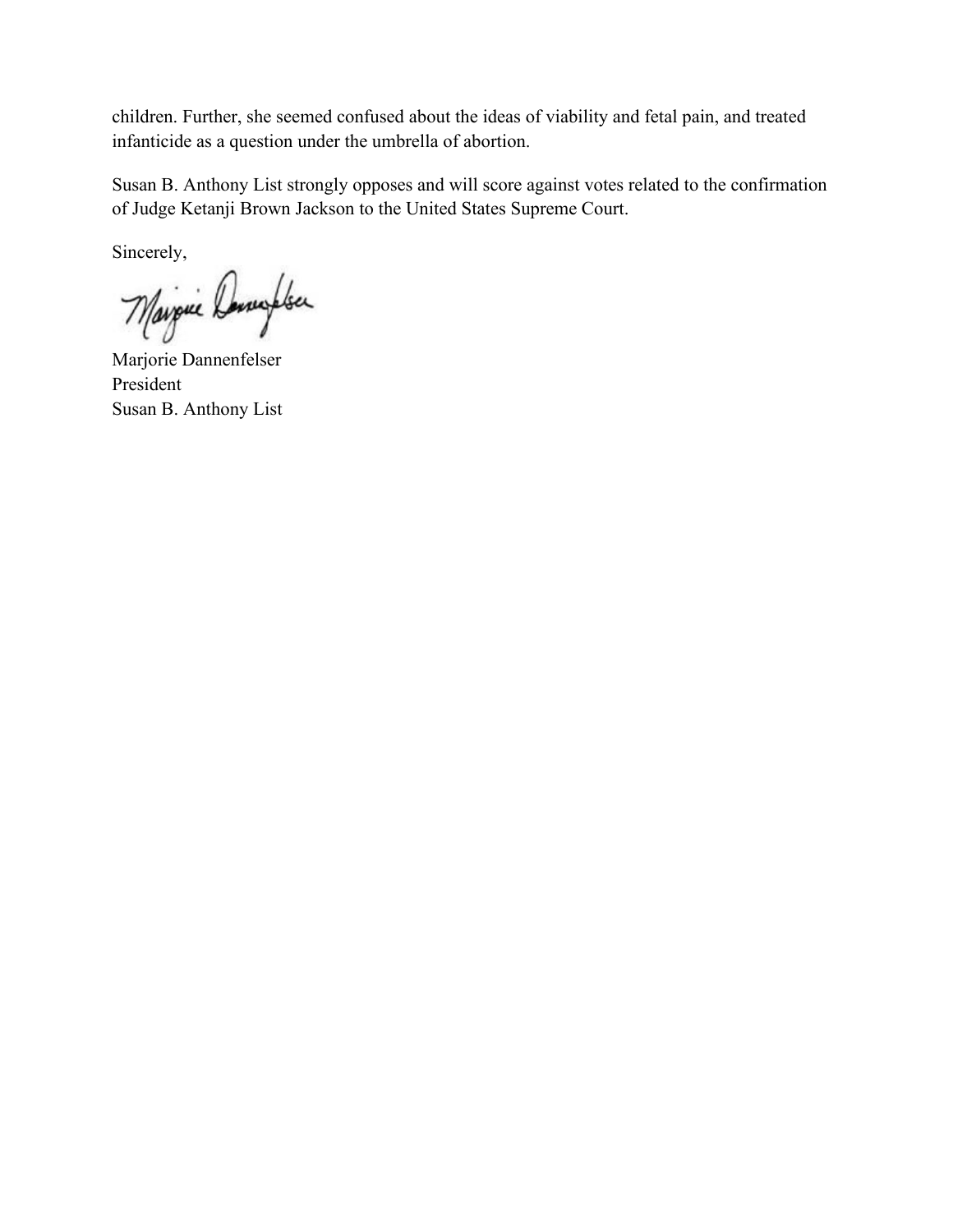children. Further, she seemed confused about the ideas of viability and fetal pain, and treated infanticide as a question under the umbrella of abortion.

Susan B. Anthony List strongly opposes and will score against votes related to the confirmation of Judge Ketanji Brown Jackson to the United States Supreme Court.

Sincerely,

Marjorie Dannenfelser
President
Susan B. Anthony List